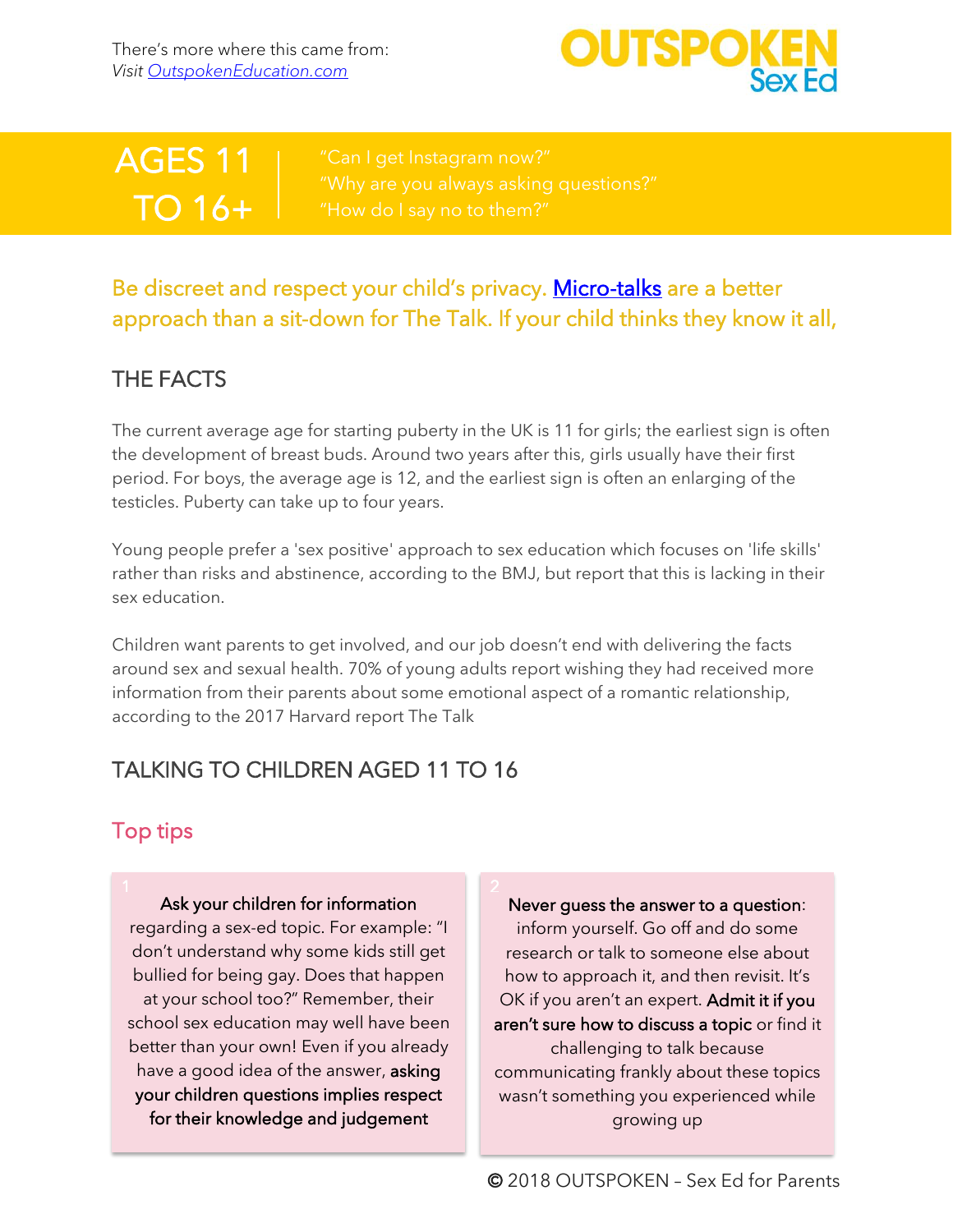There's more where this came from:
*Visit [OutspokenEducation.com](OutspokenEducation.com)*

**OUTSPOKEN Sex Ed**

# AGES 11 TO 16+

"Can I get Instagram now?"
"Why are you always asking questions?"
"How do I say no to them?"

Be discreet and respect your child's privacy. [Micro-talks]() are a better approach than a sit-down for The Talk. If your child thinks they know it all,

## THE FACTS

The current average age for starting puberty in the UK is 11 for girls; the earliest sign is often the development of breast buds. Around two years after this, girls usually have their first period. For boys, the average age is 12, and the earliest sign is often an enlarging of the testicles. Puberty can take up to four years.

Young people prefer a 'sex positive' approach to sex education which focuses on 'life skills' rather than risks and abstinence, according to the BMJ, but report that this is lacking in their sex education.

Children want parents to get involved, and our job doesn't end with delivering the facts around sex and sexual health. 70% of young adults report wishing they had received more information from their parents about some emotional aspect of a romantic relationship, according to the 2017 Harvard report The Talk

## TALKING TO CHILDREN AGED 11 TO 16

### Top tips

1

**Ask your children for information** regarding a sex-ed topic. For example: "I don't understand why some kids still get bullied for being gay. Does that happen at your school too?" Remember, their school sex education may well have been better than your own! Even if you already have a good idea of the answer, **asking your children questions implies respect for their knowledge and judgement**

2

**Never guess the answer to a question**: inform yourself. Go off and do some research or talk to someone else about how to approach it, and then revisit. It's OK if you aren't an expert. **Admit it if you aren't sure how to discuss a topic** or find it challenging to talk because communicating frankly about these topics wasn't something you experienced while growing up

© 2018 OUTSPOKEN – Sex Ed for Parents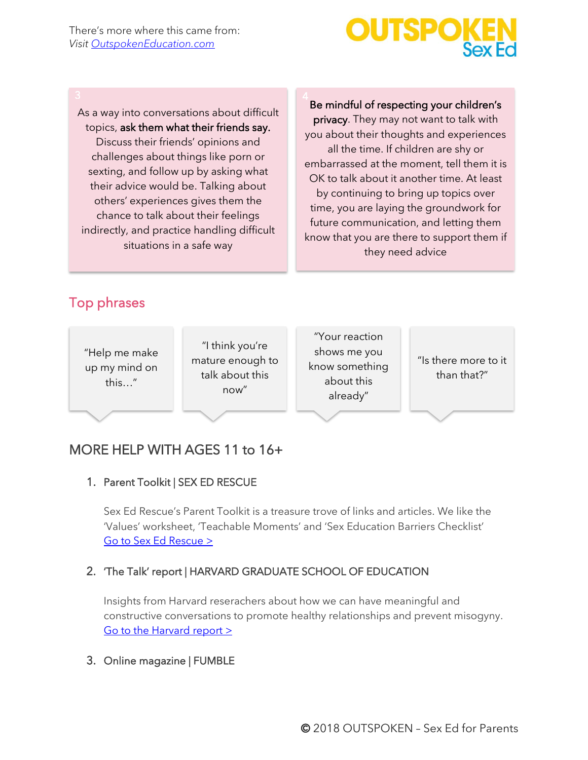There's more where this came from:
*Visit [OutspokenEducation.com](OutspokenEducation.com)*

3

As a way into conversations about difficult topics, **ask them what their friends say.** Discuss their friends' opinions and challenges about things like porn or sexting, and follow up by asking what their advice would be. Talking about others' experiences gives them the chance to talk about their feelings indirectly, and practice handling difficult situations in a safe way

4

**Be mindful of respecting your children's privacy**. They may not want to talk with you about their thoughts and experiences all the time. If children are shy or embarrassed at the moment, tell them it is OK to talk about it another time. At least by continuing to bring up topics over time, you are laying the groundwork for future communication, and letting them know that you are there to support them if they need advice

## Top phrases

"Help me make up my mind on this…"

"I think you're mature enough to talk about this now"

"Your reaction shows me you know something about this already"

"Is there more to it than that?"

## MORE HELP WITH AGES 11 to 16+

1. Parent Toolkit | SEX ED RESCUE

   Sex Ed Rescue's Parent Toolkit is a treasure trove of links and articles. We like the 'Values' worksheet, 'Teachable Moments' and 'Sex Education Barriers Checklist'
   Go to Sex Ed Rescue >

2. 'The Talk' report | HARVARD GRADUATE SCHOOL OF EDUCATION

   Insights from Harvard reserachers about how we can have meaningful and constructive conversations to promote healthy relationships and prevent misogyny.
   Go to the Harvard report >

3. Online magazine | FUMBLE

© 2018 OUTSPOKEN – Sex Ed for Parents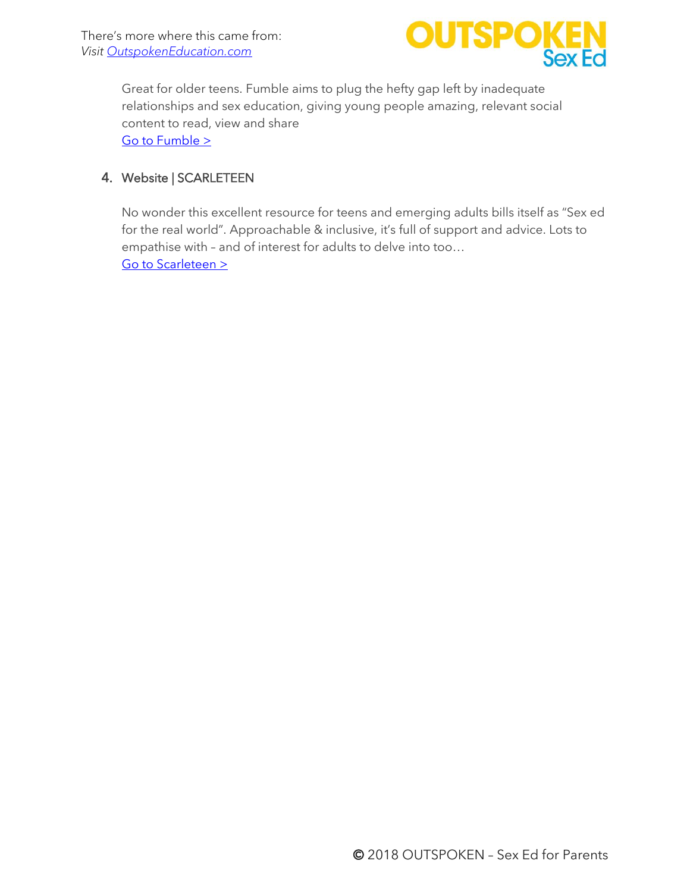Great for older teens. Fumble aims to plug the hefty gap left by inadequate relationships and sex education, giving young people amazing, relevant social content to read, view and share
Go to Fumble >

4. Website | SCARLETEEN

   No wonder this excellent resource for teens and emerging adults bills itself as "Sex ed for the real world". Approachable & inclusive, it's full of support and advice. Lots to empathise with – and of interest for adults to delve into too…
   Go to Scarleteen >